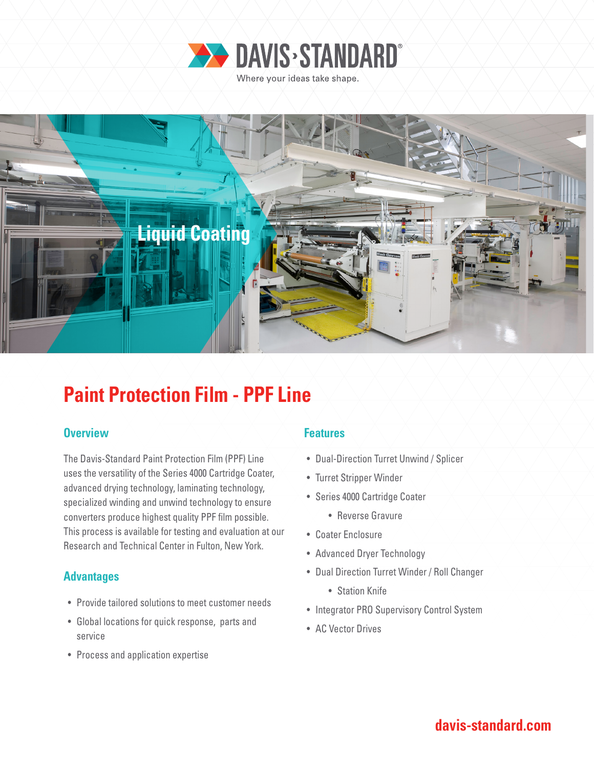DAVIS·STANDARD®

Where your ideas take shape.

Liquid Coating

# Paint Protection Film - PPF Line

## Overview

The Davis-Standard Paint Protection Film (PPF) Line uses the versatility of the Series 4000 Cartridge Coater, advanced drying technology, laminating technology, specialized winding and unwind technology to ensure converters produce highest quality PPF film possible. This process is available for testing and evaluation at our Research and Technical Center in Fulton, New York.

## Advantages

- Provide tailored solutions to meet customer needs
- Global locations for quick response, parts and service
- Process and application expertise

## Features

- Dual-Direction Turret Unwind / Splicer
- Turret Stripper Winder
- Series 4000 Cartridge Coater
  - Reverse Gravure
- Coater Enclosure
- Advanced Dryer Technology
- Dual Direction Turret Winder / Roll Changer
  - Station Knife
- Integrator PRO Supervisory Control System
- AC Vector Drives

davis-standard.com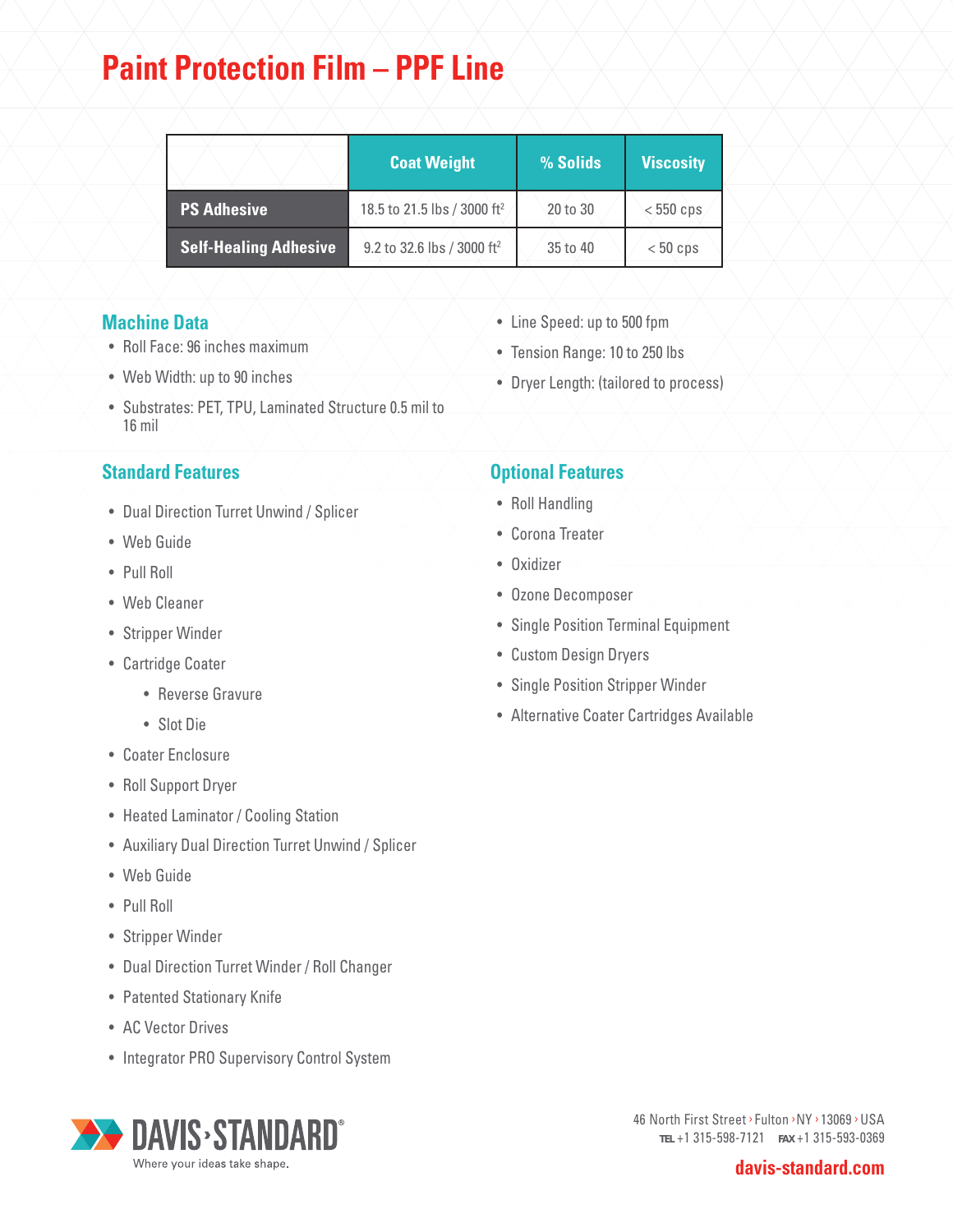# Paint Protection Film – PPF Line

| | Coat Weight | % Solids | Viscosity |
|---|---|---|---|
| **PS Adhesive** | 18.5 to 21.5 lbs / 3000 ft$^2$ | 20 to 30 | < 550 cps |
| **Self-Healing Adhesive** | 9.2 to 32.6 lbs / 3000 ft$^2$ | 35 to 40 | < 50 cps |

## Machine Data

- Roll Face: 96 inches maximum
- Web Width: up to 90 inches
- Substrates: PET, TPU, Laminated Structure 0.5 mil to 16 mil
- Line Speed: up to 500 fpm
- Tension Range: 10 to 250 lbs
- Dryer Length: (tailored to process)

## Standard Features

- Dual Direction Turret Unwind / Splicer
- Web Guide
- Pull Roll
- Web Cleaner
- Stripper Winder
- Cartridge Coater
    - Reverse Gravure
    - Slot Die
- Coater Enclosure
- Roll Support Dryer
- Heated Laminator / Cooling Station
- Auxiliary Dual Direction Turret Unwind / Splicer
- Web Guide
- Pull Roll
- Stripper Winder
- Dual Direction Turret Winder / Roll Changer
- Patented Stationary Knife
- AC Vector Drives
- Integrator PRO Supervisory Control System

## Optional Features

- Roll Handling
- Corona Treater
- Oxidizer
- Ozone Decomposer
- Single Position Terminal Equipment
- Custom Design Dryers
- Single Position Stripper Winder
- Alternative Coater Cartridges Available

DAVIS-STANDARD®
Where your ideas take shape.

46 North First Street › Fulton › NY › 13069 › USA
TEL +1 315-598-7121 FAX +1 315-593-0369

davis-standard.com